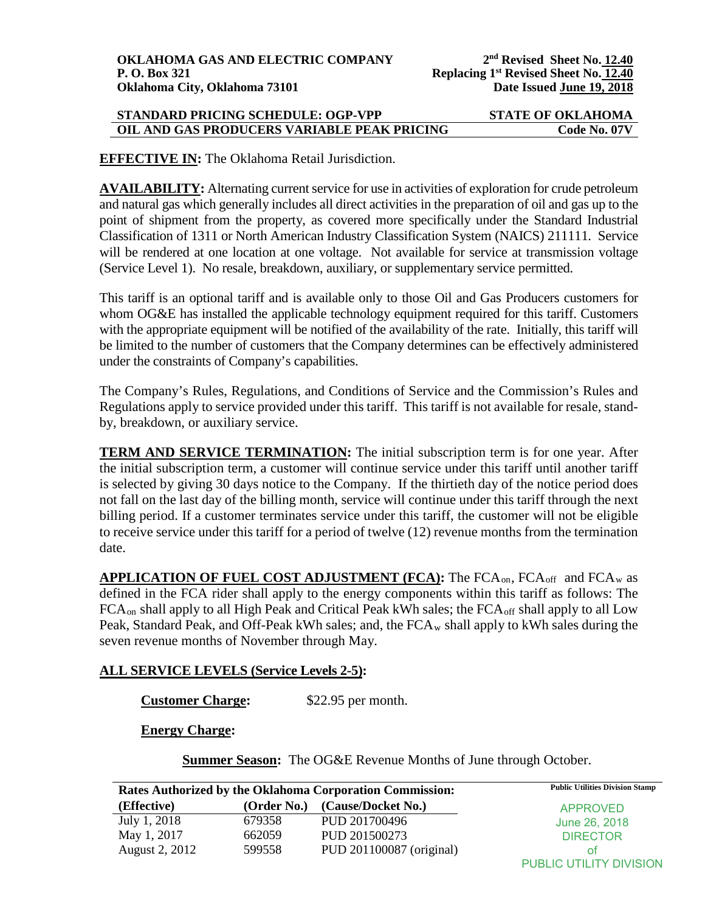**OKLAHOMA GAS AND ELECTRIC COMPANY**
**P. O. Box 321**
**Oklahoma City, Oklahoma 73101**

**2nd Revised Sheet No. 12.40**
**Replacing 1st Revised Sheet No. 12.40**
**Date Issued June 19, 2018**

**STANDARD PRICING SCHEDULE: OGP-VPP** — **STATE OF OKLAHOMA**
**OIL AND GAS PRODUCERS VARIABLE PEAK PRICING** — **Code No. 07V**

**EFFECTIVE IN:** The Oklahoma Retail Jurisdiction.

**AVAILABILITY:** Alternating current service for use in activities of exploration for crude petroleum and natural gas which generally includes all direct activities in the preparation of oil and gas up to the point of shipment from the property, as covered more specifically under the Standard Industrial Classification of 1311 or North American Industry Classification System (NAICS) 211111. Service will be rendered at one location at one voltage. Not available for service at transmission voltage (Service Level 1). No resale, breakdown, auxiliary, or supplementary service permitted.

This tariff is an optional tariff and is available only to those Oil and Gas Producers customers for whom OG&E has installed the applicable technology equipment required for this tariff. Customers with the appropriate equipment will be notified of the availability of the rate. Initially, this tariff will be limited to the number of customers that the Company determines can be effectively administered under the constraints of Company's capabilities.

The Company's Rules, Regulations, and Conditions of Service and the Commission's Rules and Regulations apply to service provided under this tariff. This tariff is not available for resale, stand-by, breakdown, or auxiliary service.

**TERM AND SERVICE TERMINATION:** The initial subscription term is for one year. After the initial subscription term, a customer will continue service under this tariff until another tariff is selected by giving 30 days notice to the Company. If the thirtieth day of the notice period does not fall on the last day of the billing month, service will continue under this tariff through the next billing period. If a customer terminates service under this tariff, the customer will not be eligible to receive service under this tariff for a period of twelve (12) revenue months from the termination date.

**APPLICATION OF FUEL COST ADJUSTMENT (FCA):** The $FCA_{on}$, $FCA_{off}$ and $FCA_{w}$ as defined in the FCA rider shall apply to the energy components within this tariff as follows: The $FCA_{on}$ shall apply to all High Peak and Critical Peak kWh sales; the $FCA_{off}$ shall apply to all Low Peak, Standard Peak, and Off-Peak kWh sales; and, the $FCA_{w}$ shall apply to kWh sales during the seven revenue months of November through May.

**ALL SERVICE LEVELS (Service Levels 2-5):**

**Customer Charge:** $22.95 per month.

**Energy Charge:**

**Summer Season:** The OG&E Revenue Months of June through October.

**Rates Authorized by the Oklahoma Corporation Commission:**

| (Effective) | (Order No.) | (Cause/Docket No.) |
|---|---|---|
| July 1, 2018 | 679358 | PUD 201700496 |
| May 1, 2017 | 662059 | PUD 201500273 |
| August 2, 2012 | 599558 | PUD 201100087 (original) |

Public Utilities Division Stamp
APPROVED
June 26, 2018
DIRECTOR
of
PUBLIC UTILITY DIVISION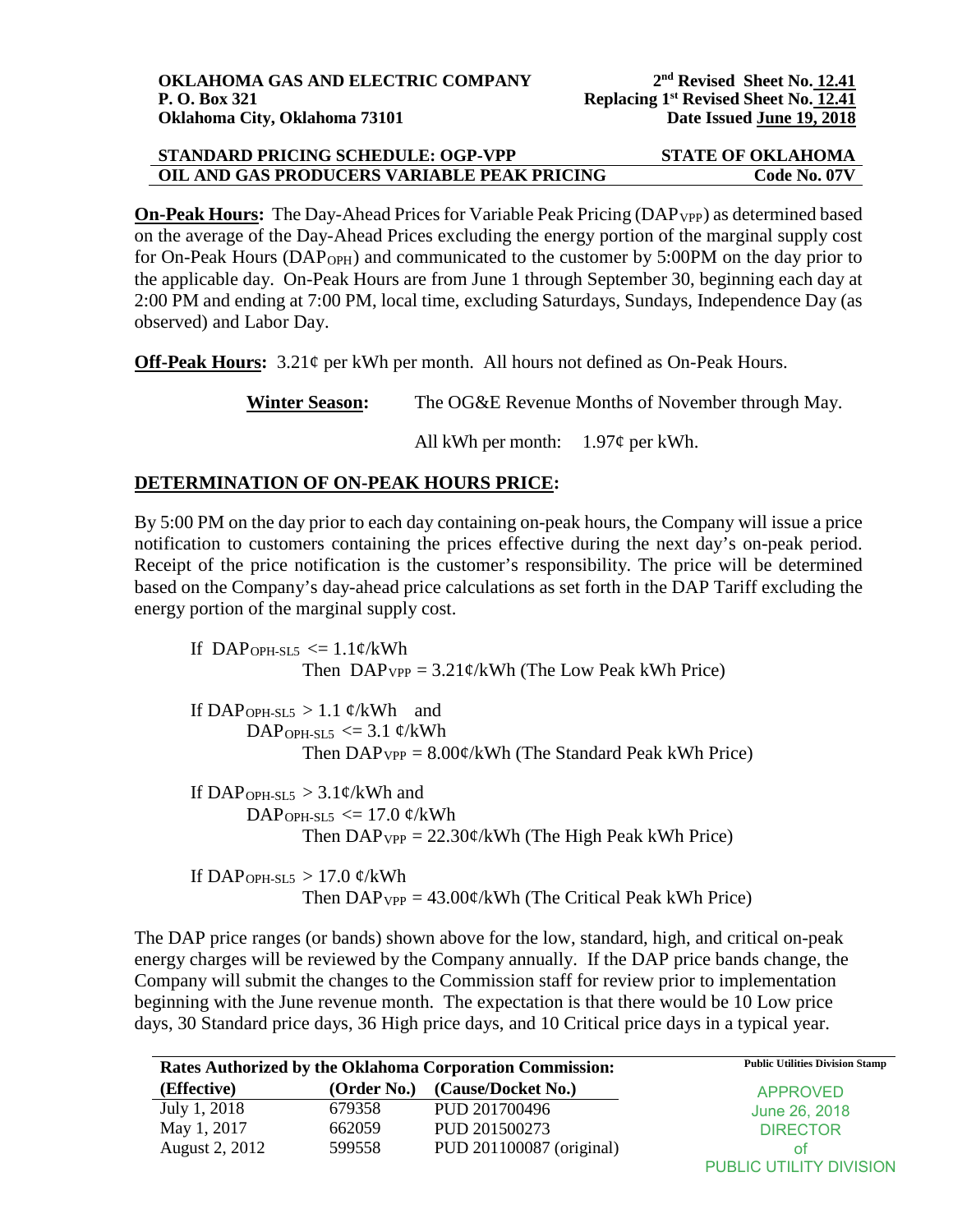**On-Peak Hours:** The Day-Ahead Prices for Variable Peak Pricing ($DAP_{VPP}$) as determined based on the average of the Day-Ahead Prices excluding the energy portion of the marginal supply cost for On-Peak Hours ($DAP_{OPH}$) and communicated to the customer by 5:00PM on the day prior to the applicable day. On-Peak Hours are from June 1 through September 30, beginning each day at 2:00 PM and ending at 7:00 PM, local time, excluding Saturdays, Sundays, Independence Day (as observed) and Labor Day.

**Off-Peak Hours:** 3.21¢ per kWh per month. All hours not defined as On-Peak Hours.

**Winter Season:** The OG&E Revenue Months of November through May.

All kWh per month: 1.97¢ per kWh.

## DETERMINATION OF ON-PEAK HOURS PRICE:

By 5:00 PM on the day prior to each day containing on-peak hours, the Company will issue a price notification to customers containing the prices effective during the next day's on-peak period. Receipt of the price notification is the customer's responsibility. The price will be determined based on the Company's day-ahead price calculations as set forth in the DAP Tariff excluding the energy portion of the marginal supply cost.

If $DAP_{OPH\text{-}SL5} <= 1.1$¢/kWh
Then $DAP_{VPP} = 3.21$¢/kWh (The Low Peak kWh Price)

If $DAP_{OPH\text{-}SL5} > 1.1$ ¢/kWh and
$DAP_{OPH\text{-}SL5} <= 3.1$ ¢/kWh
Then $DAP_{VPP} = 8.00$¢/kWh (The Standard Peak kWh Price)

If $DAP_{OPH\text{-}SL5} > 3.1$¢/kWh and
$DAP_{OPH\text{-}SL5} <= 17.0$ ¢/kWh
Then $DAP_{VPP} = 22.30$¢/kWh (The High Peak kWh Price)

If $DAP_{OPH\text{-}SL5} > 17.0$ ¢/kWh
Then $DAP_{VPP} = 43.00$¢/kWh (The Critical Peak kWh Price)

The DAP price ranges (or bands) shown above for the low, standard, high, and critical on-peak energy charges will be reviewed by the Company annually. If the DAP price bands change, the Company will submit the changes to the Commission staff for review prior to implementation beginning with the June revenue month. The expectation is that there would be 10 Low price days, 30 Standard price days, 36 High price days, and 10 Critical price days in a typical year.

**Rates Authorized by the Oklahoma Corporation Commission:**

| (Effective) | (Order No.) | (Cause/Docket No.) |
|---|---|---|
| July 1, 2018 | 679358 | PUD 201700496 |
| May 1, 2017 | 662059 | PUD 201500273 |
| August 2, 2012 | 599558 | PUD 201100087 (original) |

Public Utilities Division Stamp
APPROVED
June 26, 2018
DIRECTOR
of
PUBLIC UTILITY DIVISION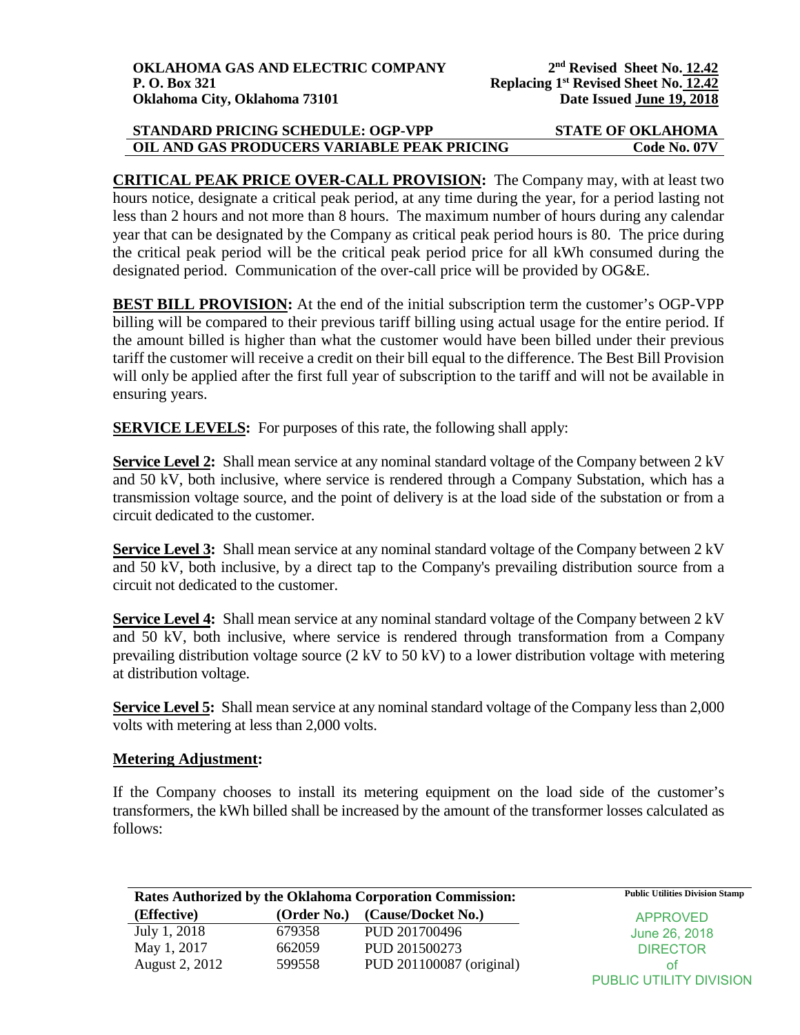**OKLAHOMA GAS AND ELECTRIC COMPANY**
**P. O. Box 321**
**Oklahoma City, Oklahoma 73101**

**2nd Revised Sheet No. 12.42**
**Replacing 1st Revised Sheet No. 12.42**
**Date Issued June 19, 2018**

**STANDARD PRICING SCHEDULE: OGP-VPP** — **STATE OF OKLAHOMA**
**OIL AND GAS PRODUCERS VARIABLE PEAK PRICING** — **Code No. 07V**

**CRITICAL PEAK PRICE OVER-CALL PROVISION:** The Company may, with at least two hours notice, designate a critical peak period, at any time during the year, for a period lasting not less than 2 hours and not more than 8 hours. The maximum number of hours during any calendar year that can be designated by the Company as critical peak period hours is 80. The price during the critical peak period will be the critical peak period price for all kWh consumed during the designated period. Communication of the over-call price will be provided by OG&E.

**BEST BILL PROVISION:** At the end of the initial subscription term the customer's OGP-VPP billing will be compared to their previous tariff billing using actual usage for the entire period. If the amount billed is higher than what the customer would have been billed under their previous tariff the customer will receive a credit on their bill equal to the difference. The Best Bill Provision will only be applied after the first full year of subscription to the tariff and will not be available in ensuring years.

**SERVICE LEVELS:** For purposes of this rate, the following shall apply:

**Service Level 2:** Shall mean service at any nominal standard voltage of the Company between 2 kV and 50 kV, both inclusive, where service is rendered through a Company Substation, which has a transmission voltage source, and the point of delivery is at the load side of the substation or from a circuit dedicated to the customer.

**Service Level 3:** Shall mean service at any nominal standard voltage of the Company between 2 kV and 50 kV, both inclusive, by a direct tap to the Company's prevailing distribution source from a circuit not dedicated to the customer.

**Service Level 4:** Shall mean service at any nominal standard voltage of the Company between 2 kV and 50 kV, both inclusive, where service is rendered through transformation from a Company prevailing distribution voltage source (2 kV to 50 kV) to a lower distribution voltage with metering at distribution voltage.

**Service Level 5:** Shall mean service at any nominal standard voltage of the Company less than 2,000 volts with metering at less than 2,000 volts.

**Metering Adjustment:**

If the Company chooses to install its metering equipment on the load side of the customer's transformers, the kWh billed shall be increased by the amount of the transformer losses calculated as follows:

**Rates Authorized by the Oklahoma Corporation Commission:**

| (Effective) | (Order No.) | (Cause/Docket No.) |
|---|---|---|
| July 1, 2018 | 679358 | PUD 201700496 |
| May 1, 2017 | 662059 | PUD 201500273 |
| August 2, 2012 | 599558 | PUD 201100087 (original) |

Public Utilities Division Stamp
APPROVED
June 26, 2018
DIRECTOR
of
PUBLIC UTILITY DIVISION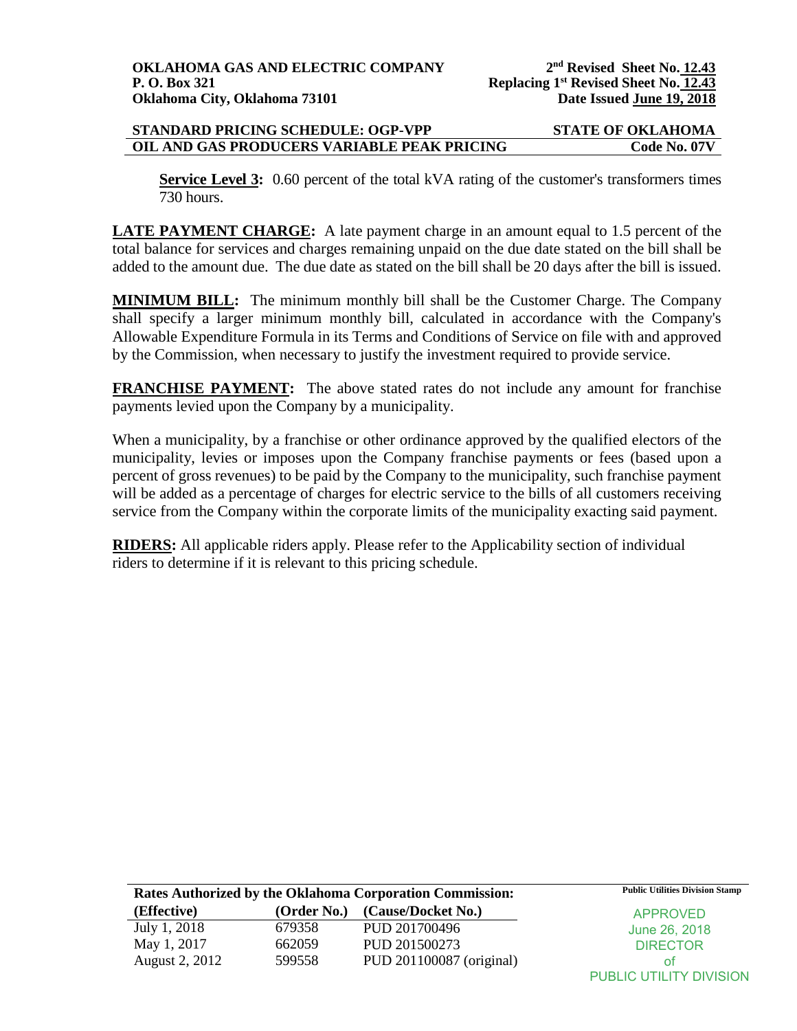**Service Level 3:** 0.60 percent of the total kVA rating of the customer's transformers times 730 hours.

**LATE PAYMENT CHARGE:** A late payment charge in an amount equal to 1.5 percent of the total balance for services and charges remaining unpaid on the due date stated on the bill shall be added to the amount due. The due date as stated on the bill shall be 20 days after the bill is issued.

**MINIMUM BILL:** The minimum monthly bill shall be the Customer Charge. The Company shall specify a larger minimum monthly bill, calculated in accordance with the Company's Allowable Expenditure Formula in its Terms and Conditions of Service on file with and approved by the Commission, when necessary to justify the investment required to provide service.

**FRANCHISE PAYMENT:** The above stated rates do not include any amount for franchise payments levied upon the Company by a municipality.

When a municipality, by a franchise or other ordinance approved by the qualified electors of the municipality, levies or imposes upon the Company franchise payments or fees (based upon a percent of gross revenues) to be paid by the Company to the municipality, such franchise payment will be added as a percentage of charges for electric service to the bills of all customers receiving service from the Company within the corporate limits of the municipality exacting said payment.

**RIDERS:** All applicable riders apply. Please refer to the Applicability section of individual riders to determine if it is relevant to this pricing schedule.

**Rates Authorized by the Oklahoma Corporation Commission:**

| (Effective) | (Order No.) | (Cause/Docket No.) |
|---|---|---|
| July 1, 2018 | 679358 | PUD 201700496 |
| May 1, 2017 | 662059 | PUD 201500273 |
| August 2, 2012 | 599558 | PUD 201100087 (original) |

Public Utilities Division Stamp

APPROVED
June 26, 2018
DIRECTOR
of
PUBLIC UTILITY DIVISION